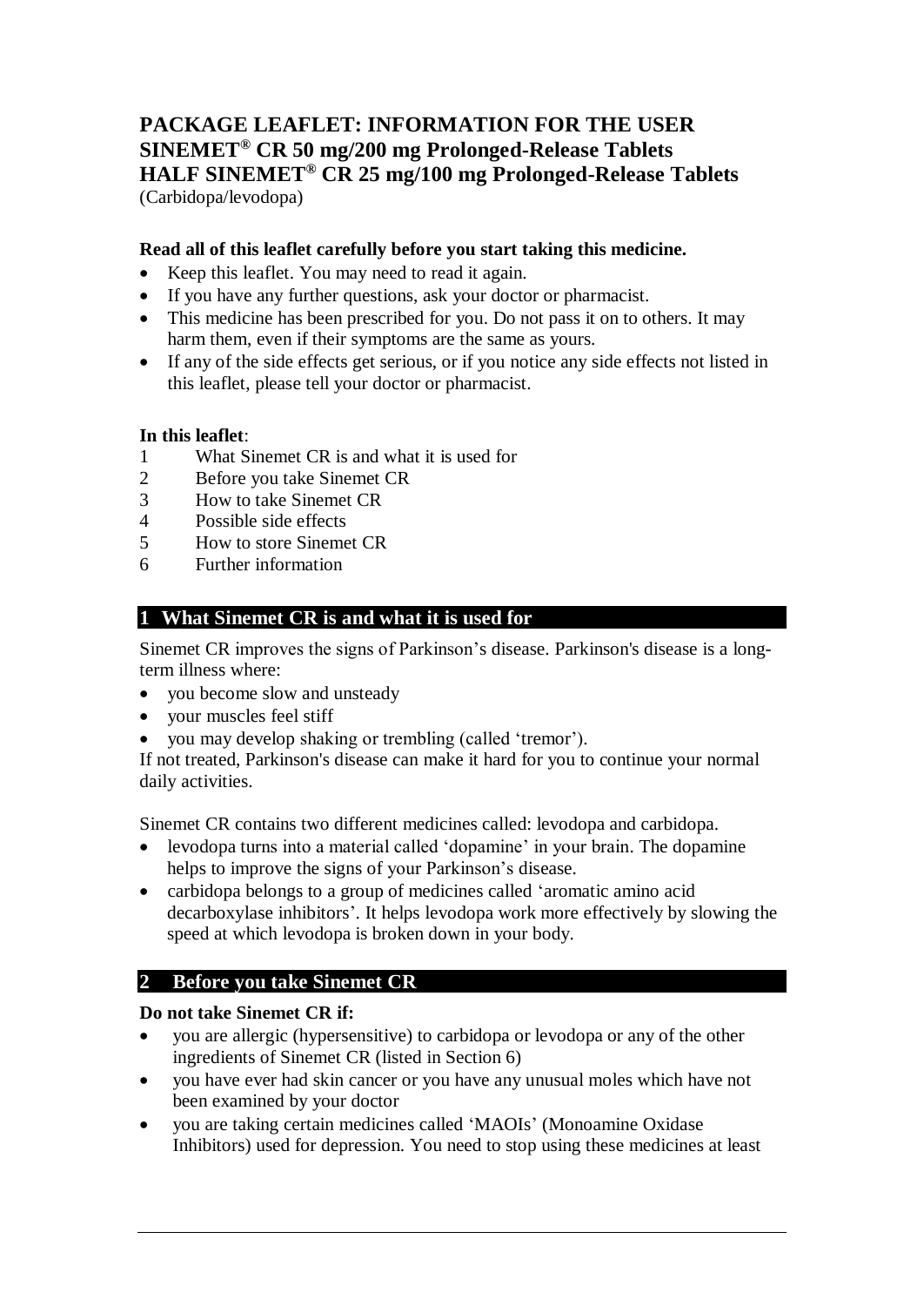# PACKAGE LEAFLET: INFORMATION FOR THE USER
# SINEMET® CR 50 mg/200 mg Prolonged-Release Tablets
# HALF SINEMET® CR 25 mg/100 mg Prolonged-Release Tablets

(Carbidopa/levodopa)

**Read all of this leaflet carefully before you start taking this medicine.**

- Keep this leaflet. You may need to read it again.
- If you have any further questions, ask your doctor or pharmacist.
- This medicine has been prescribed for you. Do not pass it on to others. It may harm them, even if their symptoms are the same as yours.
- If any of the side effects get serious, or if you notice any side effects not listed in this leaflet, please tell your doctor or pharmacist.

**In this leaflet**:

1 What Sinemet CR is and what it is used for
2 Before you take Sinemet CR
3 How to take Sinemet CR
4 Possible side effects
5 How to store Sinemet CR
6 Further information

## 1 What Sinemet CR is and what it is used for

Sinemet CR improves the signs of Parkinson's disease. Parkinson's disease is a long-term illness where:

- you become slow and unsteady
- your muscles feel stiff
- you may develop shaking or trembling (called 'tremor').

If not treated, Parkinson's disease can make it hard for you to continue your normal daily activities.

Sinemet CR contains two different medicines called: levodopa and carbidopa.

- levodopa turns into a material called 'dopamine' in your brain. The dopamine helps to improve the signs of your Parkinson's disease.
- carbidopa belongs to a group of medicines called 'aromatic amino acid decarboxylase inhibitors'. It helps levodopa work more effectively by slowing the speed at which levodopa is broken down in your body.

## 2 Before you take Sinemet CR

**Do not take Sinemet CR if:**

- you are allergic (hypersensitive) to carbidopa or levodopa or any of the other ingredients of Sinemet CR (listed in Section 6)
- you have ever had skin cancer or you have any unusual moles which have not been examined by your doctor
- you are taking certain medicines called 'MAOIs' (Monoamine Oxidase Inhibitors) used for depression. You need to stop using these medicines at least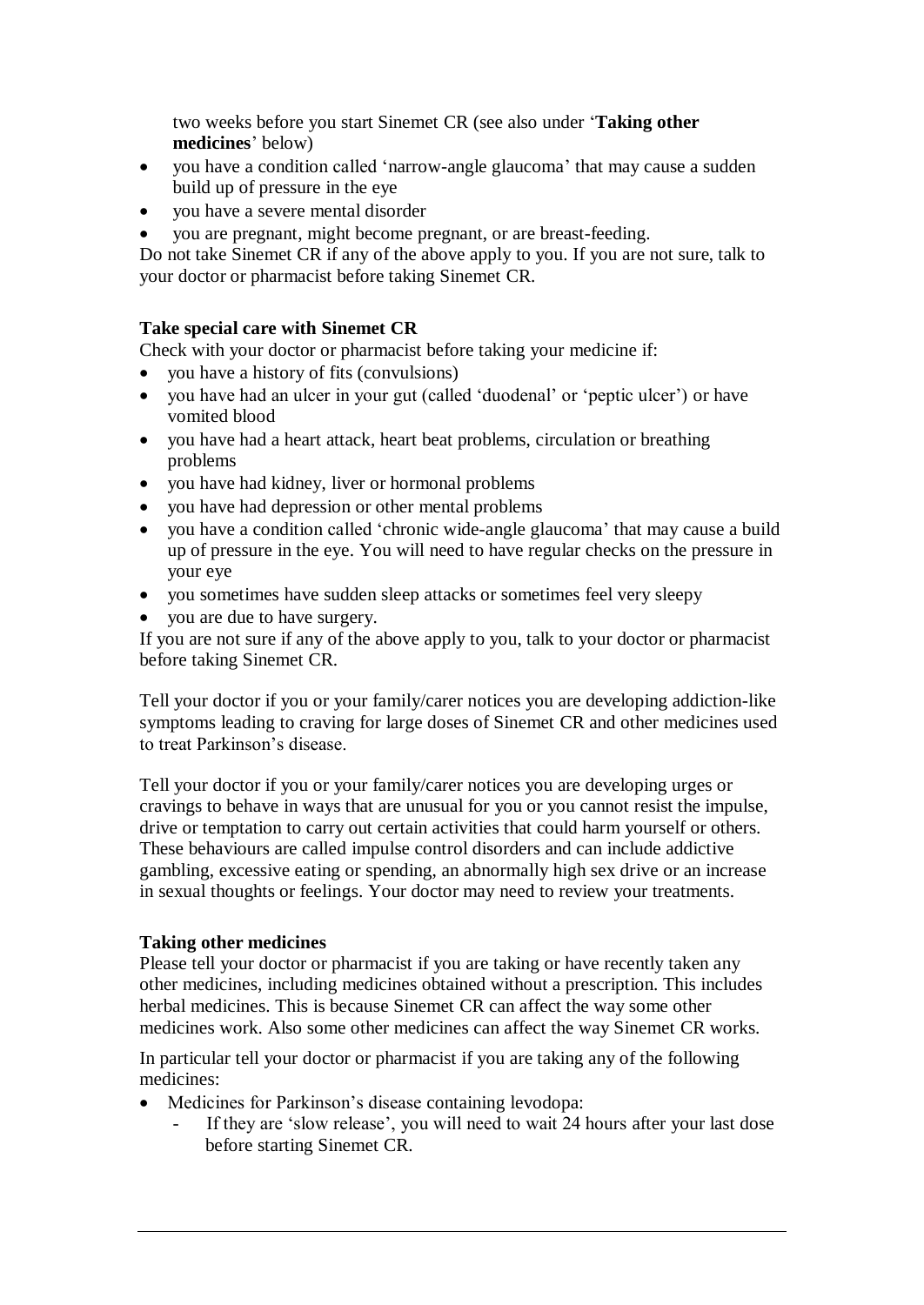two weeks before you start Sinemet CR (see also under '**Taking other medicines**' below)

- you have a condition called 'narrow-angle glaucoma' that may cause a sudden build up of pressure in the eye
- you have a severe mental disorder
- you are pregnant, might become pregnant, or are breast-feeding.

Do not take Sinemet CR if any of the above apply to you. If you are not sure, talk to your doctor or pharmacist before taking Sinemet CR.

**Take special care with Sinemet CR**

Check with your doctor or pharmacist before taking your medicine if:

- you have a history of fits (convulsions)
- you have had an ulcer in your gut (called 'duodenal' or 'peptic ulcer') or have vomited blood
- you have had a heart attack, heart beat problems, circulation or breathing problems
- you have had kidney, liver or hormonal problems
- you have had depression or other mental problems
- you have a condition called 'chronic wide-angle glaucoma' that may cause a build up of pressure in the eye. You will need to have regular checks on the pressure in your eye
- you sometimes have sudden sleep attacks or sometimes feel very sleepy
- you are due to have surgery.

If you are not sure if any of the above apply to you, talk to your doctor or pharmacist before taking Sinemet CR.

Tell your doctor if you or your family/carer notices you are developing addiction-like symptoms leading to craving for large doses of Sinemet CR and other medicines used to treat Parkinson's disease.

Tell your doctor if you or your family/carer notices you are developing urges or cravings to behave in ways that are unusual for you or you cannot resist the impulse, drive or temptation to carry out certain activities that could harm yourself or others. These behaviours are called impulse control disorders and can include addictive gambling, excessive eating or spending, an abnormally high sex drive or an increase in sexual thoughts or feelings. Your doctor may need to review your treatments.

**Taking other medicines**

Please tell your doctor or pharmacist if you are taking or have recently taken any other medicines, including medicines obtained without a prescription. This includes herbal medicines. This is because Sinemet CR can affect the way some other medicines work. Also some other medicines can affect the way Sinemet CR works.

In particular tell your doctor or pharmacist if you are taking any of the following medicines:

- Medicines for Parkinson's disease containing levodopa:
    - If they are 'slow release', you will need to wait 24 hours after your last dose before starting Sinemet CR.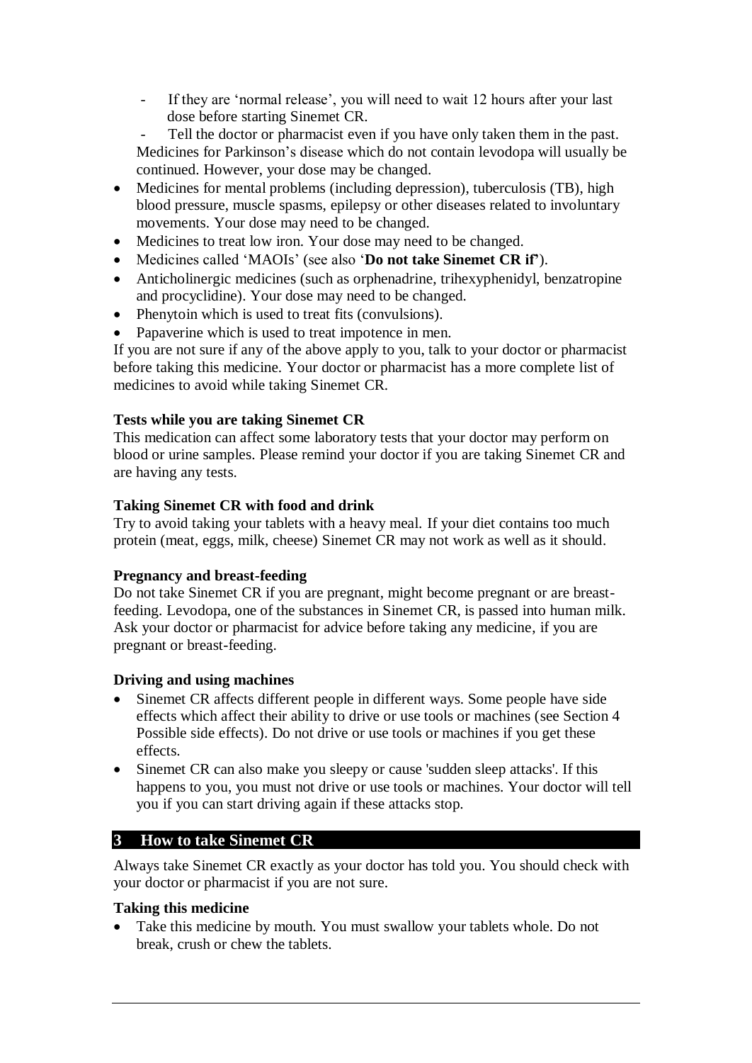- If they are 'normal release', you will need to wait 12 hours after your last dose before starting Sinemet CR.
- Tell the doctor or pharmacist even if you have only taken them in the past.

Medicines for Parkinson's disease which do not contain levodopa will usually be continued. However, your dose may be changed.

- Medicines for mental problems (including depression), tuberculosis (TB), high blood pressure, muscle spasms, epilepsy or other diseases related to involuntary movements. Your dose may need to be changed.
- Medicines to treat low iron. Your dose may need to be changed.
- Medicines called 'MAOIs' (see also '**Do not take Sinemet CR if**').
- Anticholinergic medicines (such as orphenadrine, trihexyphenidyl, benzatropine and procyclidine). Your dose may need to be changed.
- Phenytoin which is used to treat fits (convulsions).
- Papaverine which is used to treat impotence in men.

If you are not sure if any of the above apply to you, talk to your doctor or pharmacist before taking this medicine. Your doctor or pharmacist has a more complete list of medicines to avoid while taking Sinemet CR.

**Tests while you are taking Sinemet CR**

This medication can affect some laboratory tests that your doctor may perform on blood or urine samples. Please remind your doctor if you are taking Sinemet CR and are having any tests.

**Taking Sinemet CR with food and drink**

Try to avoid taking your tablets with a heavy meal. If your diet contains too much protein (meat, eggs, milk, cheese) Sinemet CR may not work as well as it should.

**Pregnancy and breast-feeding**

Do not take Sinemet CR if you are pregnant, might become pregnant or are breast-feeding. Levodopa, one of the substances in Sinemet CR, is passed into human milk. Ask your doctor or pharmacist for advice before taking any medicine, if you are pregnant or breast-feeding.

**Driving and using machines**

- Sinemet CR affects different people in different ways. Some people have side effects which affect their ability to drive or use tools or machines (see Section 4 Possible side effects). Do not drive or use tools or machines if you get these effects.
- Sinemet CR can also make you sleepy or cause 'sudden sleep attacks'. If this happens to you, you must not drive or use tools or machines. Your doctor will tell you if you can start driving again if these attacks stop.

## 3 How to take Sinemet CR

Always take Sinemet CR exactly as your doctor has told you. You should check with your doctor or pharmacist if you are not sure.

**Taking this medicine**

- Take this medicine by mouth. You must swallow your tablets whole. Do not break, crush or chew the tablets.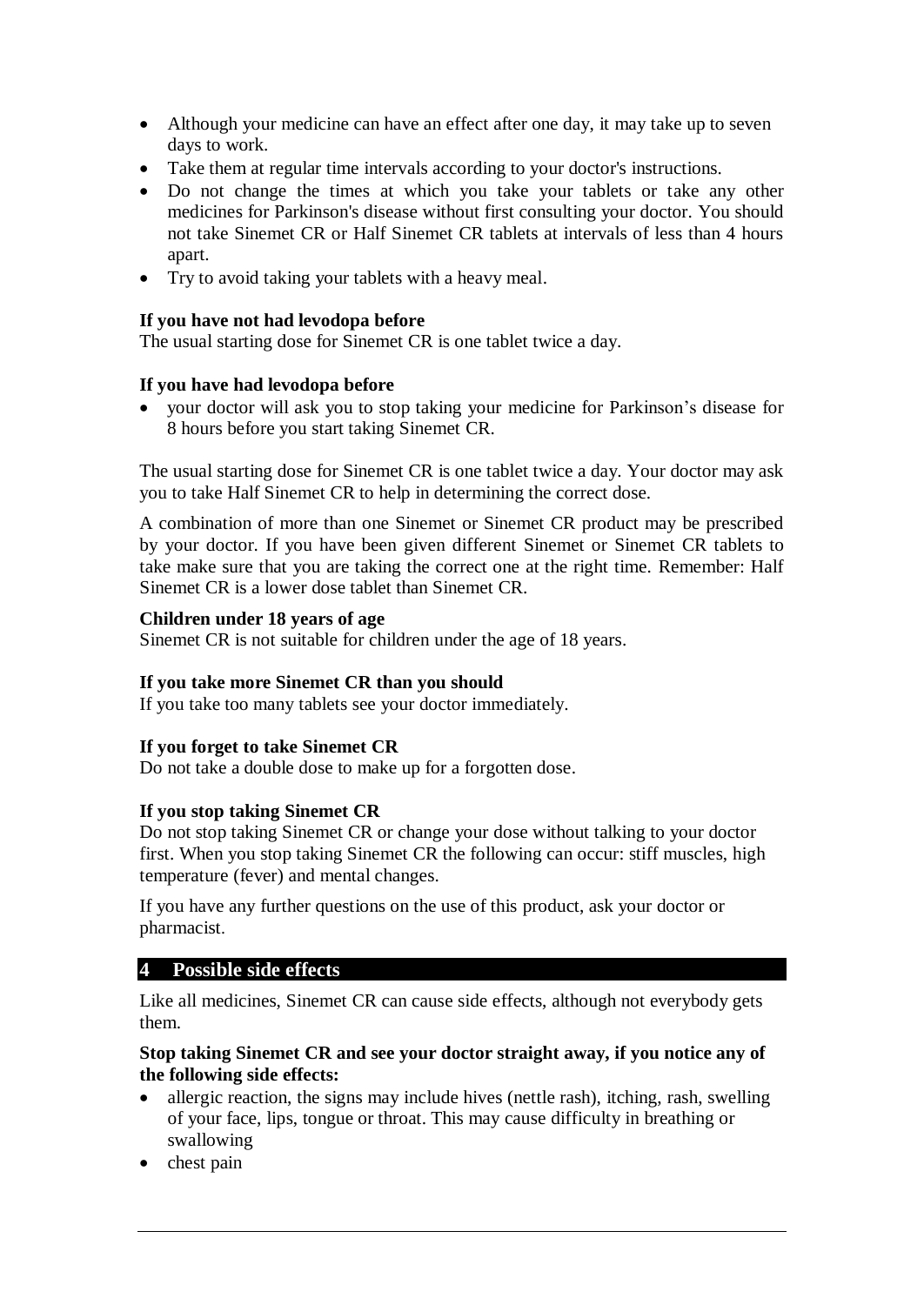- Although your medicine can have an effect after one day, it may take up to seven days to work.
- Take them at regular time intervals according to your doctor's instructions.
- Do not change the times at which you take your tablets or take any other medicines for Parkinson's disease without first consulting your doctor. You should not take Sinemet CR or Half Sinemet CR tablets at intervals of less than 4 hours apart.
- Try to avoid taking your tablets with a heavy meal.

**If you have not had levodopa before**
The usual starting dose for Sinemet CR is one tablet twice a day.

**If you have had levodopa before**

- your doctor will ask you to stop taking your medicine for Parkinson's disease for 8 hours before you start taking Sinemet CR.

The usual starting dose for Sinemet CR is one tablet twice a day. Your doctor may ask you to take Half Sinemet CR to help in determining the correct dose.

A combination of more than one Sinemet or Sinemet CR product may be prescribed by your doctor. If you have been given different Sinemet or Sinemet CR tablets to take make sure that you are taking the correct one at the right time. Remember: Half Sinemet CR is a lower dose tablet than Sinemet CR.

**Children under 18 years of age**
Sinemet CR is not suitable for children under the age of 18 years.

**If you take more Sinemet CR than you should**
If you take too many tablets see your doctor immediately.

**If you forget to take Sinemet CR**
Do not take a double dose to make up for a forgotten dose.

**If you stop taking Sinemet CR**
Do not stop taking Sinemet CR or change your dose without talking to your doctor first. When you stop taking Sinemet CR the following can occur: stiff muscles, high temperature (fever) and mental changes.

If you have any further questions on the use of this product, ask your doctor or pharmacist.

## 4 Possible side effects

Like all medicines, Sinemet CR can cause side effects, although not everybody gets them.

**Stop taking Sinemet CR and see your doctor straight away, if you notice any of the following side effects:**

- allergic reaction, the signs may include hives (nettle rash), itching, rash, swelling of your face, lips, tongue or throat. This may cause difficulty in breathing or swallowing
- chest pain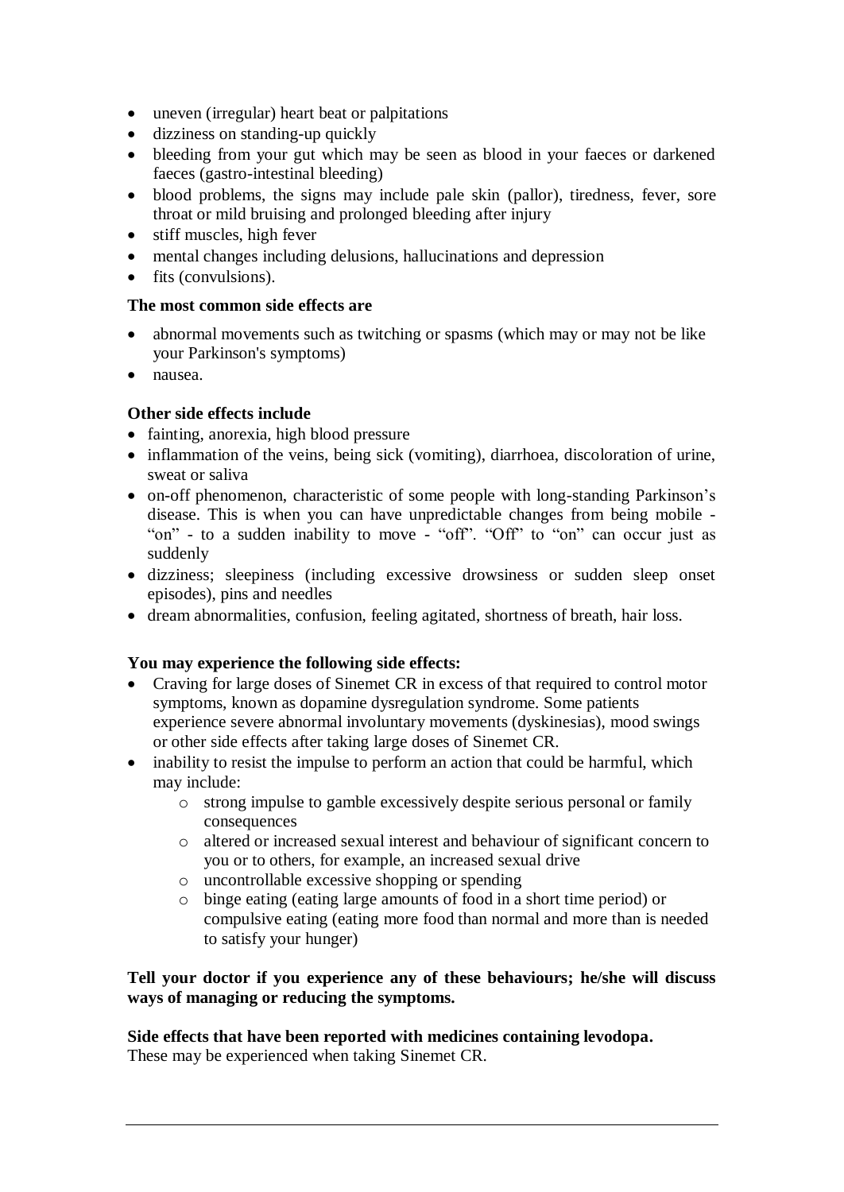- uneven (irregular) heart beat or palpitations
- dizziness on standing-up quickly
- bleeding from your gut which may be seen as blood in your faeces or darkened faeces (gastro-intestinal bleeding)
- blood problems, the signs may include pale skin (pallor), tiredness, fever, sore throat or mild bruising and prolonged bleeding after injury
- stiff muscles, high fever
- mental changes including delusions, hallucinations and depression
- fits (convulsions).

**The most common side effects are**

- abnormal movements such as twitching or spasms (which may or may not be like your Parkinson's symptoms)
- nausea.

**Other side effects include**

- fainting, anorexia, high blood pressure
- inflammation of the veins, being sick (vomiting), diarrhoea, discoloration of urine, sweat or saliva
- on-off phenomenon, characteristic of some people with long-standing Parkinson's disease. This is when you can have unpredictable changes from being mobile - "on" - to a sudden inability to move - "off". "Off" to "on" can occur just as suddenly
- dizziness; sleepiness (including excessive drowsiness or sudden sleep onset episodes), pins and needles
- dream abnormalities, confusion, feeling agitated, shortness of breath, hair loss.

**You may experience the following side effects:**

- Craving for large doses of Sinemet CR in excess of that required to control motor symptoms, known as dopamine dysregulation syndrome. Some patients experience severe abnormal involuntary movements (dyskinesias), mood swings or other side effects after taking large doses of Sinemet CR.
- inability to resist the impulse to perform an action that could be harmful, which may include:
  - strong impulse to gamble excessively despite serious personal or family consequences
  - altered or increased sexual interest and behaviour of significant concern to you or to others, for example, an increased sexual drive
  - uncontrollable excessive shopping or spending
  - binge eating (eating large amounts of food in a short time period) or compulsive eating (eating more food than normal and more than is needed to satisfy your hunger)

**Tell your doctor if you experience any of these behaviours; he/she will discuss ways of managing or reducing the symptoms.**

**Side effects that have been reported with medicines containing levodopa.**
These may be experienced when taking Sinemet CR.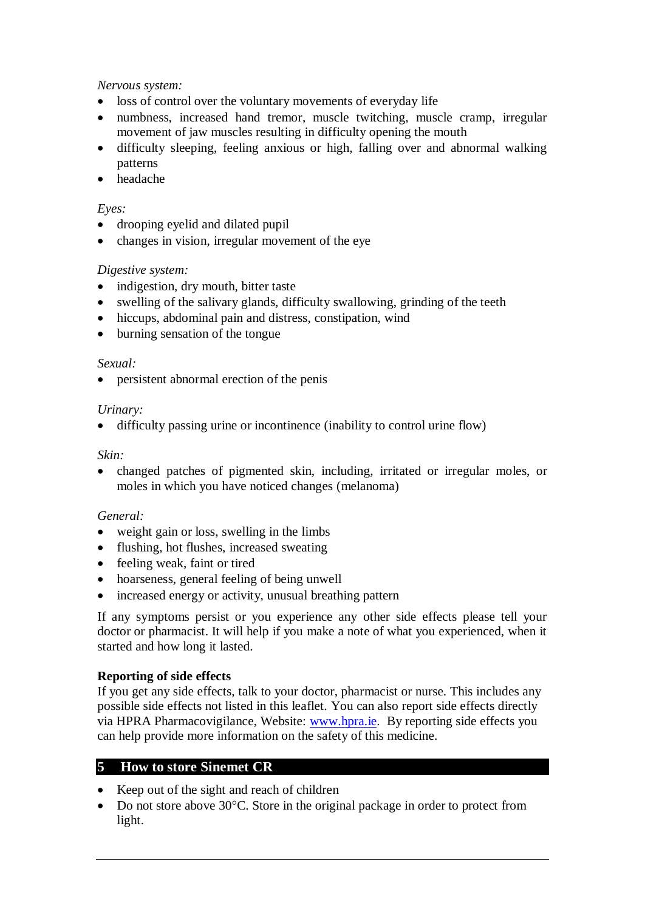*Nervous system:*

- loss of control over the voluntary movements of everyday life
- numbness, increased hand tremor, muscle twitching, muscle cramp, irregular movement of jaw muscles resulting in difficulty opening the mouth
- difficulty sleeping, feeling anxious or high, falling over and abnormal walking patterns
- headache

*Eyes:*

- drooping eyelid and dilated pupil
- changes in vision, irregular movement of the eye

*Digestive system:*

- indigestion, dry mouth, bitter taste
- swelling of the salivary glands, difficulty swallowing, grinding of the teeth
- hiccups, abdominal pain and distress, constipation, wind
- burning sensation of the tongue

*Sexual:*

- persistent abnormal erection of the penis

*Urinary:*

- difficulty passing urine or incontinence (inability to control urine flow)

*Skin:*

- changed patches of pigmented skin, including, irritated or irregular moles, or moles in which you have noticed changes (melanoma)

*General:*

- weight gain or loss, swelling in the limbs
- flushing, hot flushes, increased sweating
- feeling weak, faint or tired
- hoarseness, general feeling of being unwell
- increased energy or activity, unusual breathing pattern

If any symptoms persist or you experience any other side effects please tell your doctor or pharmacist. It will help if you make a note of what you experienced, when it started and how long it lasted.

**Reporting of side effects**

If you get any side effects, talk to your doctor, pharmacist or nurse. This includes any possible side effects not listed in this leaflet. You can also report side effects directly via HPRA Pharmacovigilance, Website: www.hpra.ie. By reporting side effects you can help provide more information on the safety of this medicine.

## 5 How to store Sinemet CR

- Keep out of the sight and reach of children
- Do not store above 30°C. Store in the original package in order to protect from light.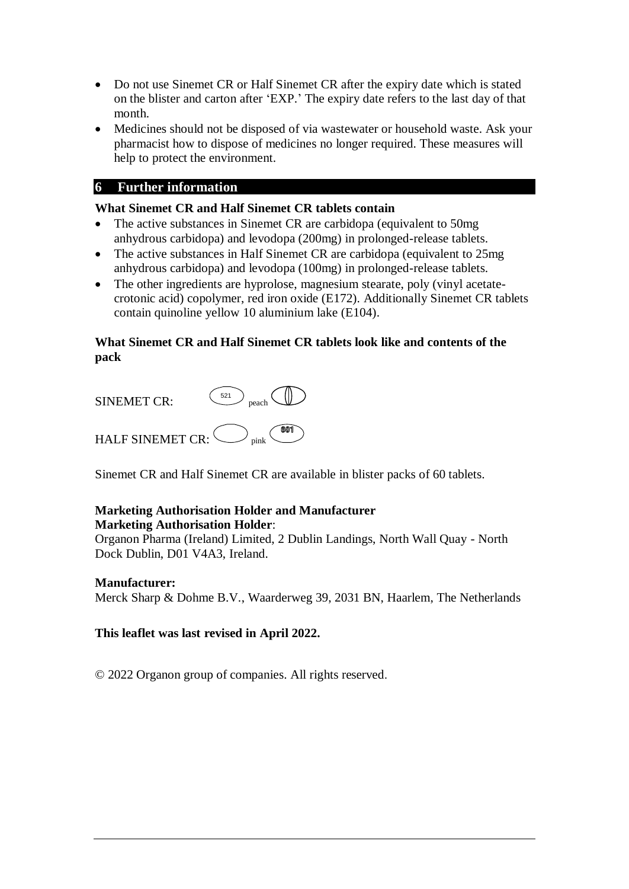- Do not use Sinemet CR or Half Sinemet CR after the expiry date which is stated on the blister and carton after 'EXP.' The expiry date refers to the last day of that month.
- Medicines should not be disposed of via wastewater or household waste. Ask your pharmacist how to dispose of medicines no longer required. These measures will help to protect the environment.

## 6 Further information

**What Sinemet CR and Half Sinemet CR tablets contain**

- The active substances in Sinemet CR are carbidopa (equivalent to 50mg anhydrous carbidopa) and levodopa (200mg) in prolonged-release tablets.
- The active substances in Half Sinemet CR are carbidopa (equivalent to 25mg anhydrous carbidopa) and levodopa (100mg) in prolonged-release tablets.
- The other ingredients are hyprolose, magnesium stearate, poly (vinyl acetate-crotonic acid) copolymer, red iron oxide (E172). Additionally Sinemet CR tablets contain quinoline yellow 10 aluminium lake (E104).

**What Sinemet CR and Half Sinemet CR tablets look like and contents of the pack**

SINEMET CR: 521 peach

HALF SINEMET CR: pink 601

Sinemet CR and Half Sinemet CR are available in blister packs of 60 tablets.

**Marketing Authorisation Holder and Manufacturer**
**Marketing Authorisation Holder**:
Organon Pharma (Ireland) Limited, 2 Dublin Landings, North Wall Quay - North Dock Dublin, D01 V4A3, Ireland.

**Manufacturer:**
Merck Sharp & Dohme B.V., Waarderweg 39, 2031 BN, Haarlem, The Netherlands

**This leaflet was last revised in April 2022.**

© 2022 Organon group of companies. All rights reserved.